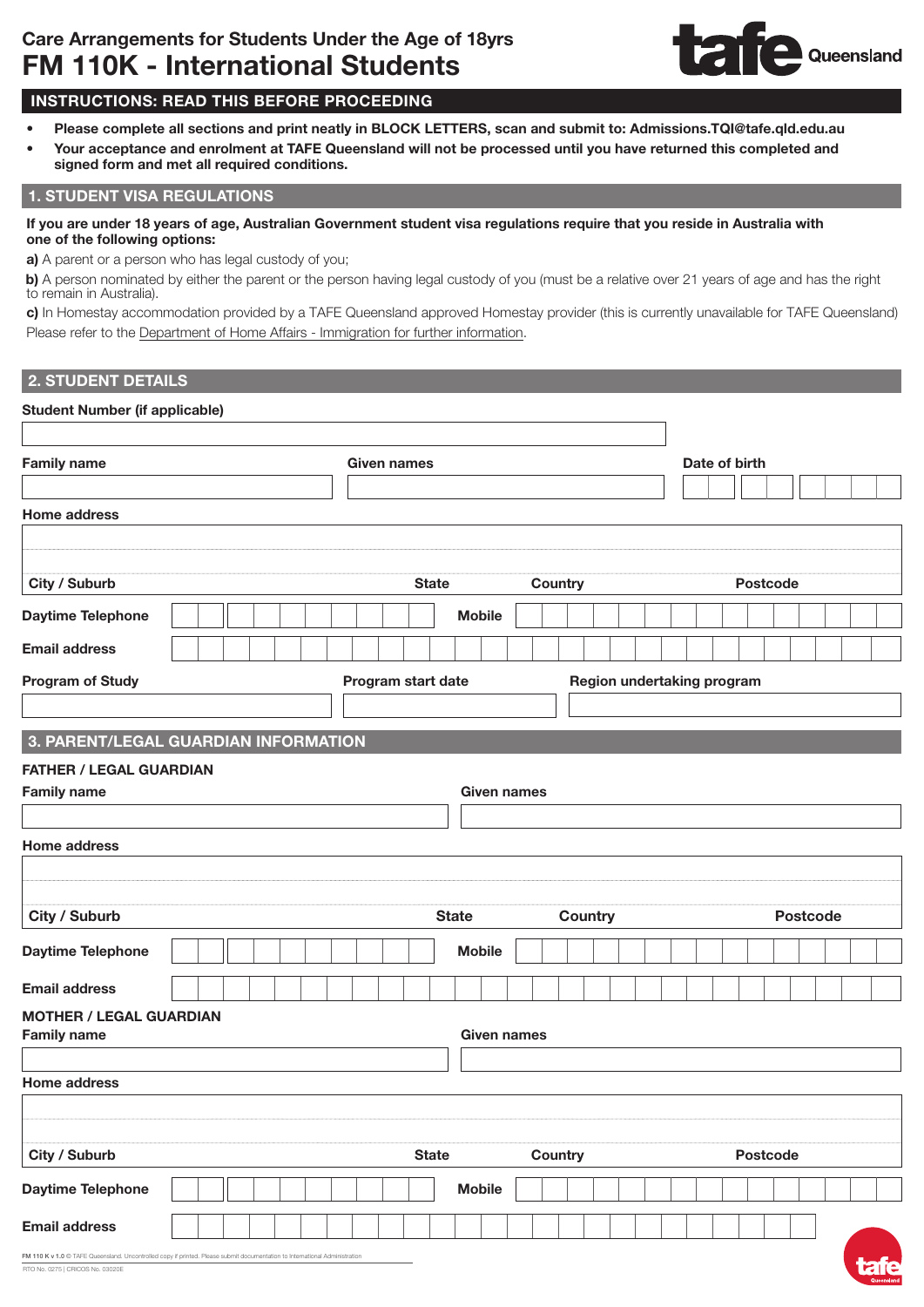# Care Arrangements for Students Under the Age of 18yrs

# FM 110K - International Students

## INSTRUCTIONS: READ THIS BEFORE PROCEEDING

- **Please complete all sections and print neatly in BLOCK LETTERS, scan and submit to: Admissions.TQI@tafe.qld.edu.au**
- **Your acceptance and enrolment at TAFE Queensland will not be processed until you have returned this completed and signed form and met all required conditions.**

## 1. STUDENT VISA REGULATIONS

**If you are under 18 years of age, Australian Government student visa regulations require that you reside in Australia with one of the following options:**

**a)** A parent or a person who has legal custody of you;

**b)** A person nominated by either the parent or the person having legal custody of you (must be a relative over 21 years of age and has the right to remain in Australia).

**c)** In Homestay accommodation provided by a TAFE Queensland approved Homestay provider (this is currently unavailable for TAFE Queensland)

Please refer to the Department of Home Affairs - Immigration for further information.

## 2. STUDENT DETAILS

**Student Number (if applicable)**

**Family name** | **Given names** | **Date of birth**

**Home address**

**City / Suburb** | **State** | **Country** | **Postcode**

**Daytime Telephone** | **Mobile**

**Email address**

**Program of Study** | **Program start date** | **Region undertaking program**

## 3. PARENT/LEGAL GUARDIAN INFORMATION

**FATHER / LEGAL GUARDIAN**

**Family name** | **Given names**

**Home address**

**City / Suburb** | **State** | **Country** | **Postcode**

**Daytime Telephone** | **Mobile**

**Email address**

**MOTHER / LEGAL GUARDIAN**

**Family name** | **Given names**

**Home address**

**City / Suburb** | **State** | **Country** | **Postcode**

**Daytime Telephone** | **Mobile**

**Email address**

FM 110 K v 1.0 © TAFE Queensland. Uncontrolled copy if printed. Please submit documentation to International Administration

RTO No. 0275 | CRICOS No. 03020E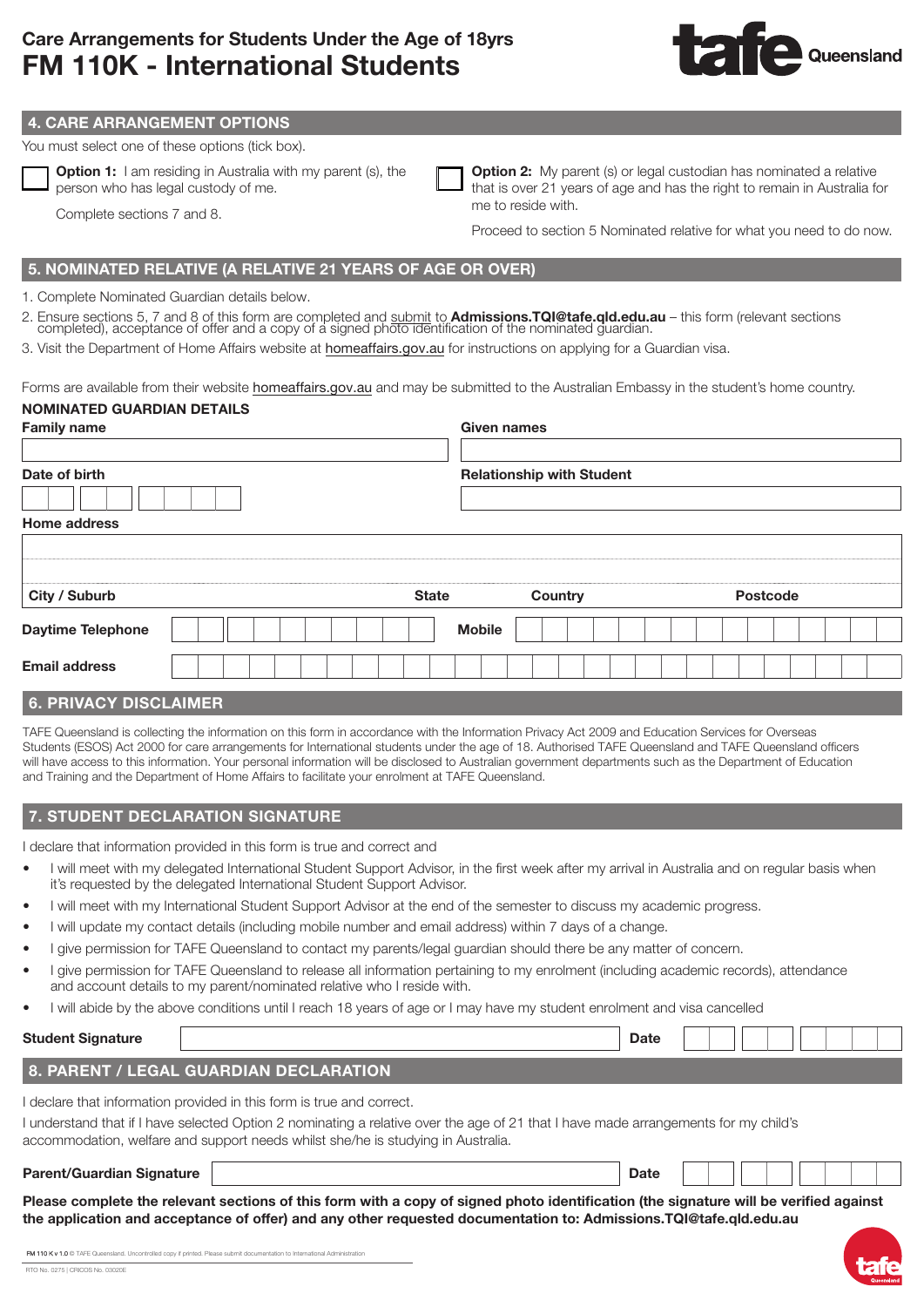# Care Arrangements for Students Under the Age of 18yrs
# FM 110K - International Students

## 4. CARE ARRANGEMENT OPTIONS

You must select one of these options (tick box).

☐ **Option 1:** I am residing in Australia with my parent (s), the person who has legal custody of me.

Complete sections 7 and 8.

☐ **Option 2:** My parent (s) or legal custodian has nominated a relative that is over 21 years of age and has the right to remain in Australia for me to reside with.

Proceed to section 5 Nominated relative for what you need to do now.

## 5. NOMINATED RELATIVE (A RELATIVE 21 YEARS OF AGE OR OVER)

1. Complete Nominated Guardian details below.
2. Ensure sections 5, 7 and 8 of this form are completed and submit to **Admissions.TQI@tafe.qld.edu.au** – this form (relevant sections completed), acceptance of offer and a copy of a signed photo identification of the nominated guardian.
3. Visit the Department of Home Affairs website at homeaffairs.gov.au for instructions on applying for a Guardian visa.

Forms are available from their website homeaffairs.gov.au and may be submitted to the Australian Embassy in the student's home country.

**NOMINATED GUARDIAN DETAILS**

| | |
|---|---|
| **Family name** | **Given names** |
| | |
| **Date of birth** | **Relationship with Student** |
| | |

**Home address**

| | | | |
|---|---|---|---|
| **City / Suburb** | **State** | **Country** | **Postcode** |

| | | | |
|---|---|---|---|
| **Daytime Telephone** | | **Mobile** | |
| **Email address** | | | |

## 6. PRIVACY DISCLAIMER

TAFE Queensland is collecting the information on this form in accordance with the Information Privacy Act 2009 and Education Services for Overseas Students (ESOS) Act 2000 for care arrangements for International students under the age of 18. Authorised TAFE Queensland and TAFE Queensland officers will have access to this information. Your personal information will be disclosed to Australian government departments such as the Department of Education and Training and the Department of Home Affairs to facilitate your enrolment at TAFE Queensland.

## 7. STUDENT DECLARATION SIGNATURE

I declare that information provided in this form is true and correct and

- I will meet with my delegated International Student Support Advisor, in the first week after my arrival in Australia and on regular basis when it's requested by the delegated International Student Support Advisor.
- I will meet with my International Student Support Advisor at the end of the semester to discuss my academic progress.
- I will update my contact details (including mobile number and email address) within 7 days of a change.
- I give permission for TAFE Queensland to contact my parents/legal guardian should there be any matter of concern.
- I give permission for TAFE Queensland to release all information pertaining to my enrolment (including academic records), attendance and account details to my parent/nominated relative who I reside with.
- I will abide by the above conditions until I reach 18 years of age or I may have my student enrolment and visa cancelled

| | | | |
|---|---|---|---|
| **Student Signature** | | **Date** | |

## 8. PARENT / LEGAL GUARDIAN DECLARATION

I declare that information provided in this form is true and correct.

I understand that if I have selected Option 2 nominating a relative over the age of 21 that I have made arrangements for my child's accommodation, welfare and support needs whilst she/he is studying in Australia.

| | | | |
|---|---|---|---|
| **Parent/Guardian Signature** | | **Date** | |

**Please complete the relevant sections of this form with a copy of signed photo identification (the signature will be verified against the application and acceptance of offer) and any other requested documentation to: Admissions.TQI@tafe.qld.edu.au**

FM 110 K v 1.0 © TAFE Queensland. Uncontrolled copy if printed. Please submit documentation to International Administration

RTO No. 0275 | CRICOS No. 03020E